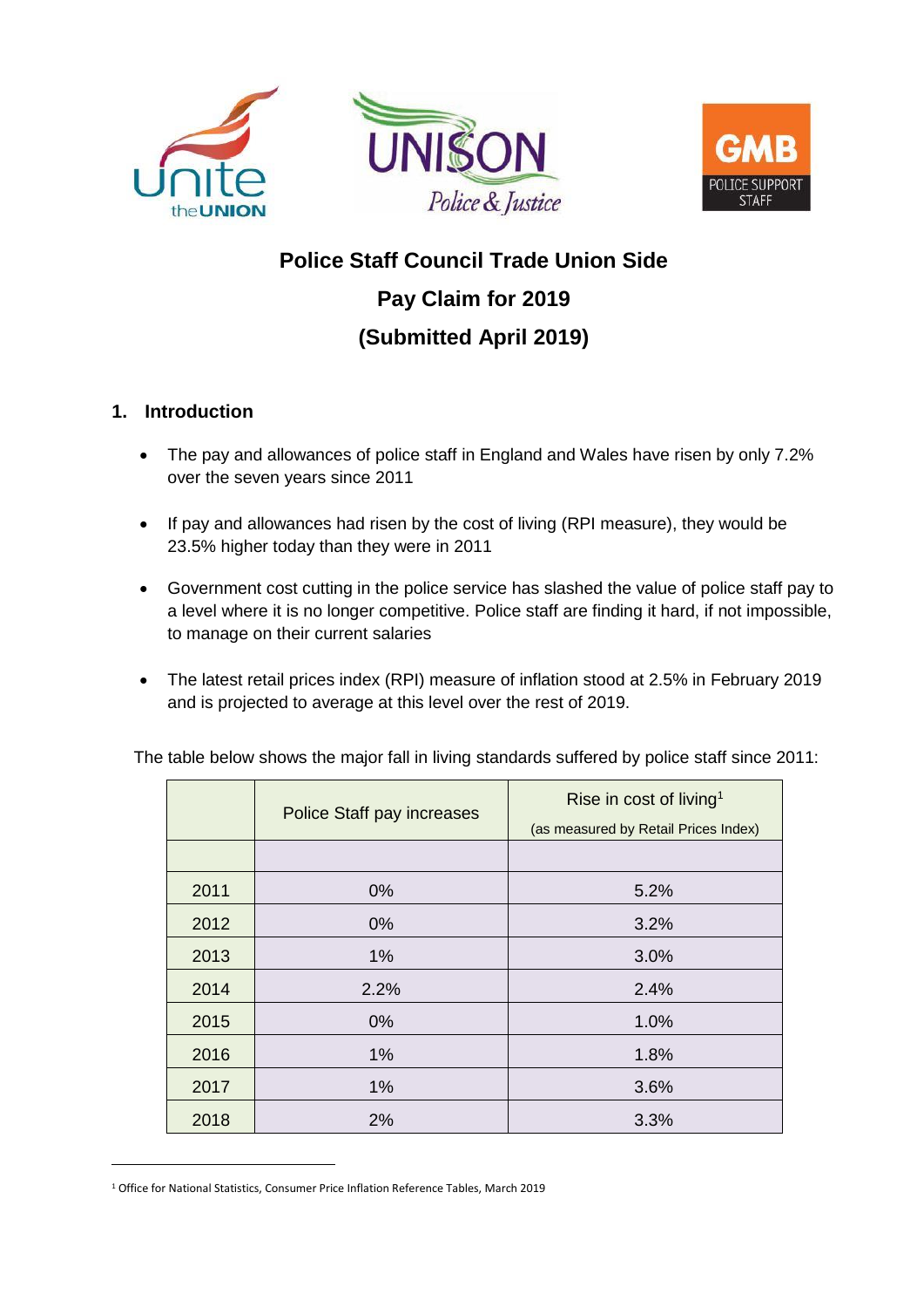# Police Staff Council Trade Union Side

## Pay Claim for 2019

## (Submitted April 2019)

### 1. Introduction

- The pay and allowances of police staff in England and Wales have risen by only 7.2% over the seven years since 2011
- If pay and allowances had risen by the cost of living (RPI measure), they would be 23.5% higher today than they were in 2011
- Government cost cutting in the police service has slashed the value of police staff pay to a level where it is no longer competitive. Police staff are finding it hard, if not impossible, to manage on their current salaries
- The latest retail prices index (RPI) measure of inflation stood at 2.5% in February 2019 and is projected to average at this level over the rest of 2019.

The table below shows the major fall in living standards suffered by police staff since 2011:

| | Police Staff pay increases | Rise in cost of living[1] (as measured by Retail Prices Index) |
|---|---|---|
| | | |
| 2011 | 0% | 5.2% |
| 2012 | 0% | 3.2% |
| 2013 | 1% | 3.0% |
| 2014 | 2.2% | 2.4% |
| 2015 | 0% | 1.0% |
| 2016 | 1% | 1.8% |
| 2017 | 1% | 3.6% |
| 2018 | 2% | 3.3% |

[1] Office for National Statistics, Consumer Price Inflation Reference Tables, March 2019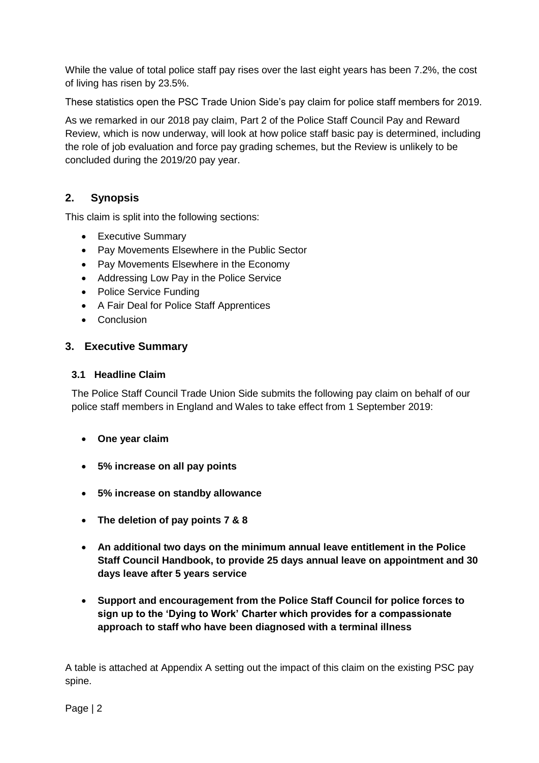While the value of total police staff pay rises over the last eight years has been 7.2%, the cost of living has risen by 23.5%.

These statistics open the PSC Trade Union Side's pay claim for police staff members for 2019.

As we remarked in our 2018 pay claim, Part 2 of the Police Staff Council Pay and Reward Review, which is now underway, will look at how police staff basic pay is determined, including the role of job evaluation and force pay grading schemes, but the Review is unlikely to be concluded during the 2019/20 pay year.

## 2. Synopsis

This claim is split into the following sections:

- Executive Summary
- Pay Movements Elsewhere in the Public Sector
- Pay Movements Elsewhere in the Economy
- Addressing Low Pay in the Police Service
- Police Service Funding
- A Fair Deal for Police Staff Apprentices
- Conclusion

## 3. Executive Summary

### 3.1 Headline Claim

The Police Staff Council Trade Union Side submits the following pay claim on behalf of our police staff members in England and Wales to take effect from 1 September 2019:

- **One year claim**
- **5% increase on all pay points**
- **5% increase on standby allowance**
- **The deletion of pay points 7 & 8**
- **An additional two days on the minimum annual leave entitlement in the Police Staff Council Handbook, to provide 25 days annual leave on appointment and 30 days leave after 5 years service**
- **Support and encouragement from the Police Staff Council for police forces to sign up to the 'Dying to Work' Charter which provides for a compassionate approach to staff who have been diagnosed with a terminal illness**

A table is attached at Appendix A setting out the impact of this claim on the existing PSC pay spine.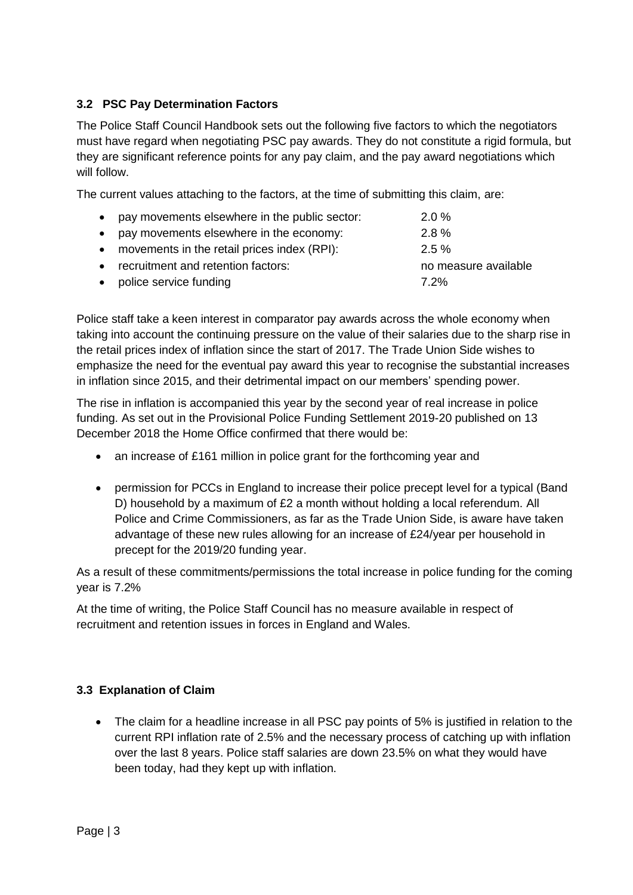### 3.2 PSC Pay Determination Factors

The Police Staff Council Handbook sets out the following five factors to which the negotiators must have regard when negotiating PSC pay awards. They do not constitute a rigid formula, but they are significant reference points for any pay claim, and the pay award negotiations which will follow.

The current values attaching to the factors, at the time of submitting this claim, are:

- pay movements elsewhere in the public sector: 2.0 %
- pay movements elsewhere in the economy: 2.8 %
- movements in the retail prices index (RPI): 2.5 %
- recruitment and retention factors: no measure available
- police service funding 7.2%

Police staff take a keen interest in comparator pay awards across the whole economy when taking into account the continuing pressure on the value of their salaries due to the sharp rise in the retail prices index of inflation since the start of 2017. The Trade Union Side wishes to emphasize the need for the eventual pay award this year to recognise the substantial increases in inflation since 2015, and their detrimental impact on our members' spending power.

The rise in inflation is accompanied this year by the second year of real increase in police funding. As set out in the Provisional Police Funding Settlement 2019-20 published on 13 December 2018 the Home Office confirmed that there would be:

- an increase of £161 million in police grant for the forthcoming year and
- permission for PCCs in England to increase their police precept level for a typical (Band D) household by a maximum of £2 a month without holding a local referendum. All Police and Crime Commissioners, as far as the Trade Union Side, is aware have taken advantage of these new rules allowing for an increase of £24/year per household in precept for the 2019/20 funding year.

As a result of these commitments/permissions the total increase in police funding for the coming year is 7.2%

At the time of writing, the Police Staff Council has no measure available in respect of recruitment and retention issues in forces in England and Wales.

### 3.3 Explanation of Claim

- The claim for a headline increase in all PSC pay points of 5% is justified in relation to the current RPI inflation rate of 2.5% and the necessary process of catching up with inflation over the last 8 years. Police staff salaries are down 23.5% on what they would have been today, had they kept up with inflation.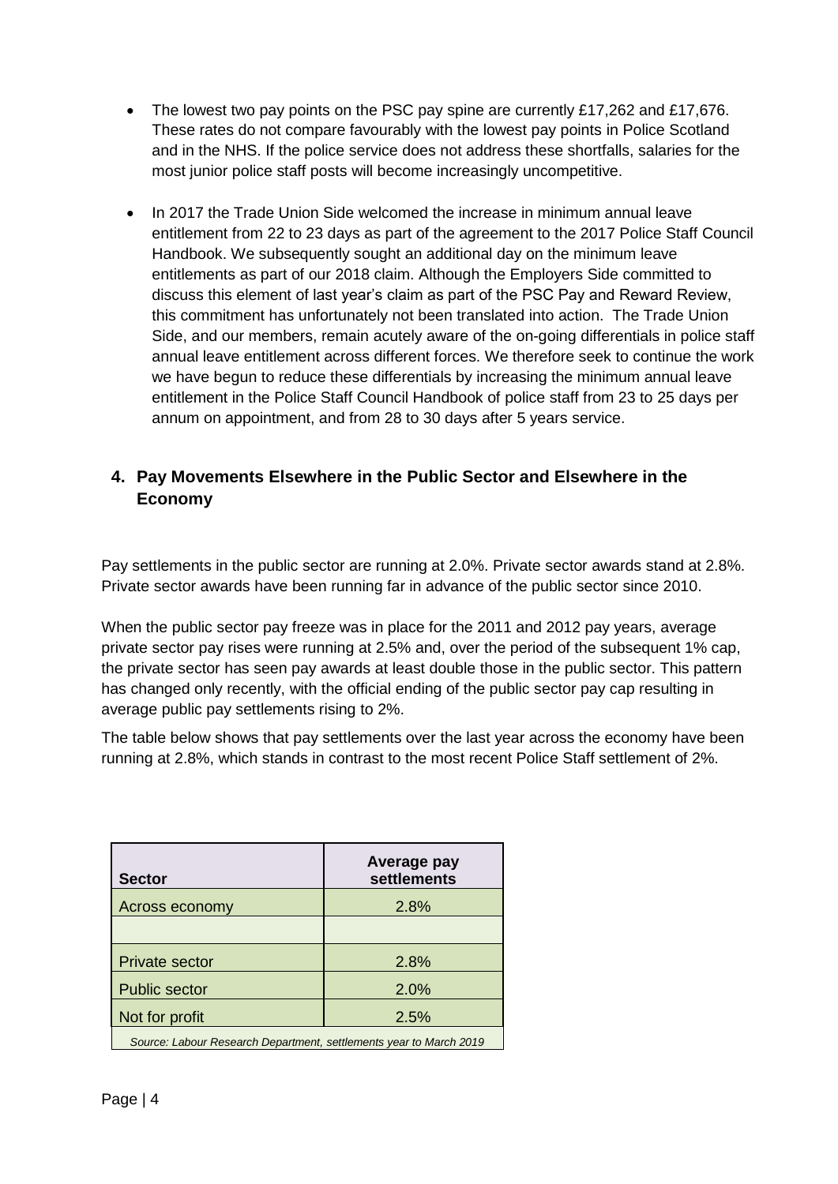- The lowest two pay points on the PSC pay spine are currently £17,262 and £17,676. These rates do not compare favourably with the lowest pay points in Police Scotland and in the NHS. If the police service does not address these shortfalls, salaries for the most junior police staff posts will become increasingly uncompetitive.

- In 2017 the Trade Union Side welcomed the increase in minimum annual leave entitlement from 22 to 23 days as part of the agreement to the 2017 Police Staff Council Handbook. We subsequently sought an additional day on the minimum leave entitlements as part of our 2018 claim. Although the Employers Side committed to discuss this element of last year's claim as part of the PSC Pay and Reward Review, this commitment has unfortunately not been translated into action. The Trade Union Side, and our members, remain acutely aware of the on-going differentials in police staff annual leave entitlement across different forces. We therefore seek to continue the work we have begun to reduce these differentials by increasing the minimum annual leave entitlement in the Police Staff Council Handbook of police staff from 23 to 25 days per annum on appointment, and from 28 to 30 days after 5 years service.

## 4. Pay Movements Elsewhere in the Public Sector and Elsewhere in the Economy

Pay settlements in the public sector are running at 2.0%. Private sector awards stand at 2.8%. Private sector awards have been running far in advance of the public sector since 2010.

When the public sector pay freeze was in place for the 2011 and 2012 pay years, average private sector pay rises were running at 2.5% and, over the period of the subsequent 1% cap, the private sector has seen pay awards at least double those in the public sector. This pattern has changed only recently, with the official ending of the public sector pay cap resulting in average public pay settlements rising to 2%.

The table below shows that pay settlements over the last year across the economy have been running at 2.8%, which stands in contrast to the most recent Police Staff settlement of 2%.

| Sector | Average pay settlements |
|---|---|
| Across economy | 2.8% |
| | |
| Private sector | 2.8% |
| Public sector | 2.0% |
| Not for profit | 2.5% |

*Source: Labour Research Department, settlements year to March 2019*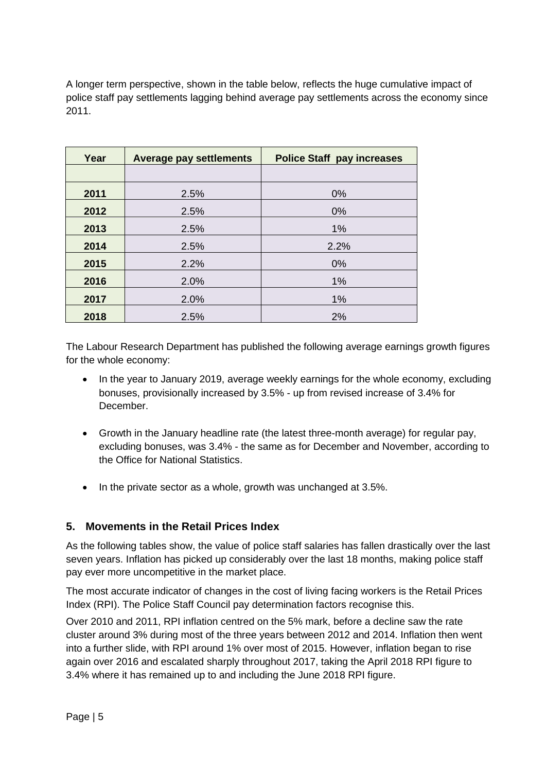A longer term perspective, shown in the table below, reflects the huge cumulative impact of police staff pay settlements lagging behind average pay settlements across the economy since 2011.

| Year | Average pay settlements | Police Staff pay increases |
|---|---|---|
| | | |
| 2011 | 2.5% | 0% |
| 2012 | 2.5% | 0% |
| 2013 | 2.5% | 1% |
| 2014 | 2.5% | 2.2% |
| 2015 | 2.2% | 0% |
| 2016 | 2.0% | 1% |
| 2017 | 2.0% | 1% |
| 2018 | 2.5% | 2% |

The Labour Research Department has published the following average earnings growth figures for the whole economy:

- In the year to January 2019, average weekly earnings for the whole economy, excluding bonuses, provisionally increased by 3.5% - up from revised increase of 3.4% for December.
- Growth in the January headline rate (the latest three-month average) for regular pay, excluding bonuses, was 3.4% - the same as for December and November, according to the Office for National Statistics.
- In the private sector as a whole, growth was unchanged at 3.5%.

## 5. Movements in the Retail Prices Index

As the following tables show, the value of police staff salaries has fallen drastically over the last seven years. Inflation has picked up considerably over the last 18 months, making police staff pay ever more uncompetitive in the market place.

The most accurate indicator of changes in the cost of living facing workers is the Retail Prices Index (RPI). The Police Staff Council pay determination factors recognise this.

Over 2010 and 2011, RPI inflation centred on the 5% mark, before a decline saw the rate cluster around 3% during most of the three years between 2012 and 2014. Inflation then went into a further slide, with RPI around 1% over most of 2015. However, inflation began to rise again over 2016 and escalated sharply throughout 2017, taking the April 2018 RPI figure to 3.4% where it has remained up to and including the June 2018 RPI figure.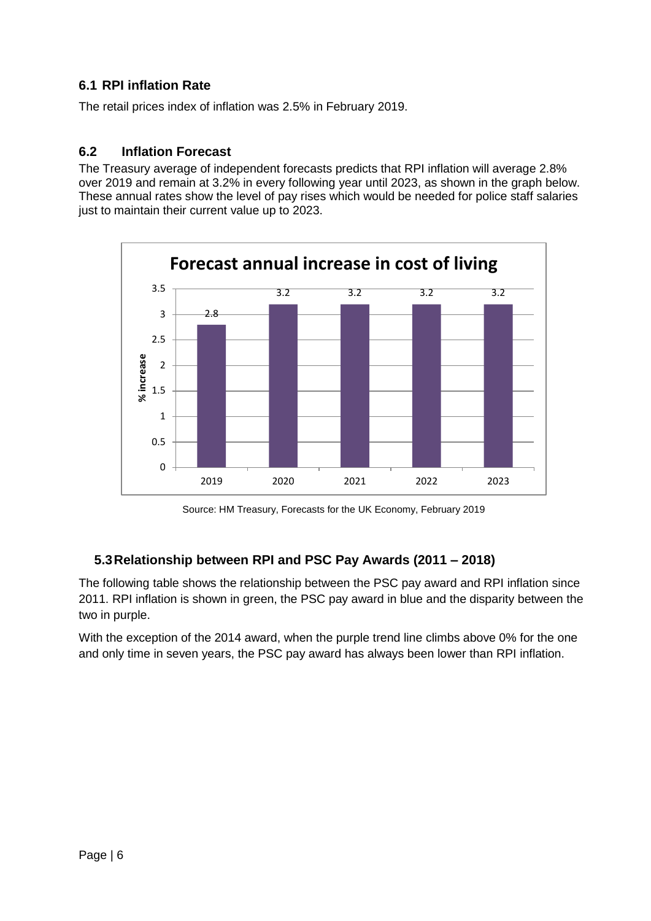### 6.1 RPI inflation Rate

The retail prices index of inflation was 2.5% in February 2019.

### 6.2 Inflation Forecast

The Treasury average of independent forecasts predicts that RPI inflation will average 2.8% over 2019 and remain at 3.2% in every following year until 2023, as shown in the graph below. These annual rates show the level of pay rises which would be needed for police staff salaries just to maintain their current value up to 2023.

**Forecast annual increase in cost of living**

| Year | % increase |
|---|---|
| 2019 | 2.8 |
| 2020 | 3.2 |
| 2021 | 3.2 |
| 2022 | 3.2 |
| 2023 | 3.2 |

Source: HM Treasury, Forecasts for the UK Economy, February 2019

### 5.3 Relationship between RPI and PSC Pay Awards (2011 – 2018)

The following table shows the relationship between the PSC pay award and RPI inflation since 2011. RPI inflation is shown in green, the PSC pay award in blue and the disparity between the two in purple.

With the exception of the 2014 award, when the purple trend line climbs above 0% for the one and only time in seven years, the PSC pay award has always been lower than RPI inflation.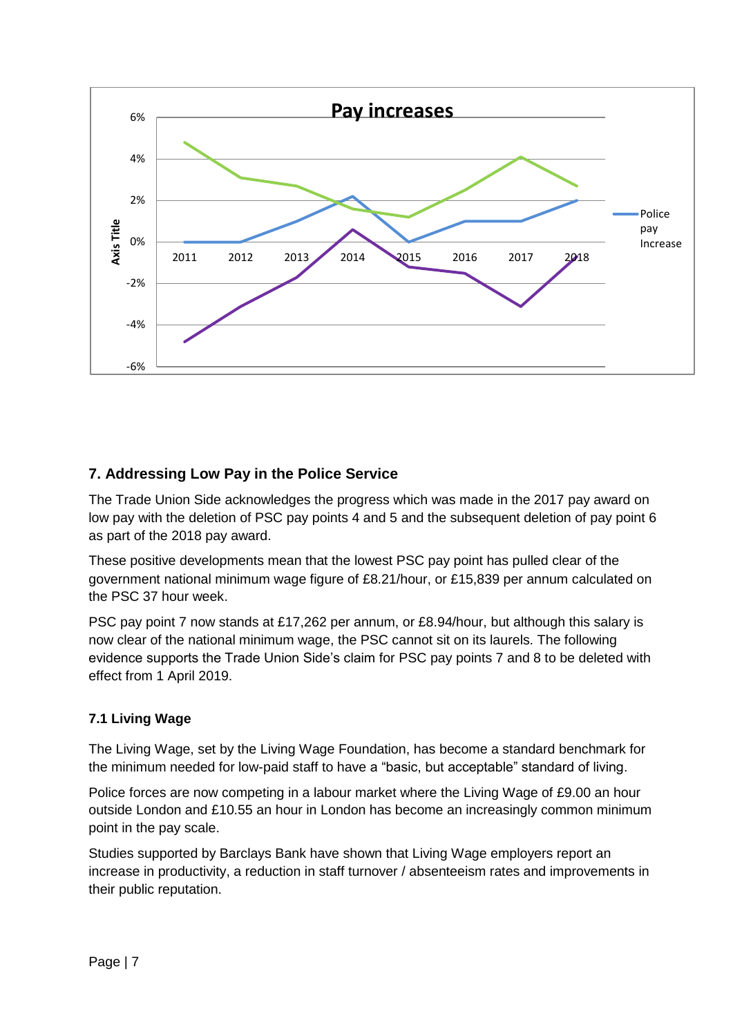## 7. Addressing Low Pay in the Police Service

The Trade Union Side acknowledges the progress which was made in the 2017 pay award on low pay with the deletion of PSC pay points 4 and 5 and the subsequent deletion of pay point 6 as part of the 2018 pay award.

These positive developments mean that the lowest PSC pay point has pulled clear of the government national minimum wage figure of £8.21/hour, or £15,839 per annum calculated on the PSC 37 hour week.

PSC pay point 7 now stands at £17,262 per annum, or £8.94/hour, but although this salary is now clear of the national minimum wage, the PSC cannot sit on its laurels. The following evidence supports the Trade Union Side's claim for PSC pay points 7 and 8 to be deleted with effect from 1 April 2019.

### 7.1 Living Wage

The Living Wage, set by the Living Wage Foundation, has become a standard benchmark for the minimum needed for low-paid staff to have a "basic, but acceptable" standard of living.

Police forces are now competing in a labour market where the Living Wage of £9.00 an hour outside London and £10.55 an hour in London has become an increasingly common minimum point in the pay scale.

Studies supported by Barclays Bank have shown that Living Wage employers report an increase in productivity, a reduction in staff turnover / absenteeism rates and improvements in their public reputation.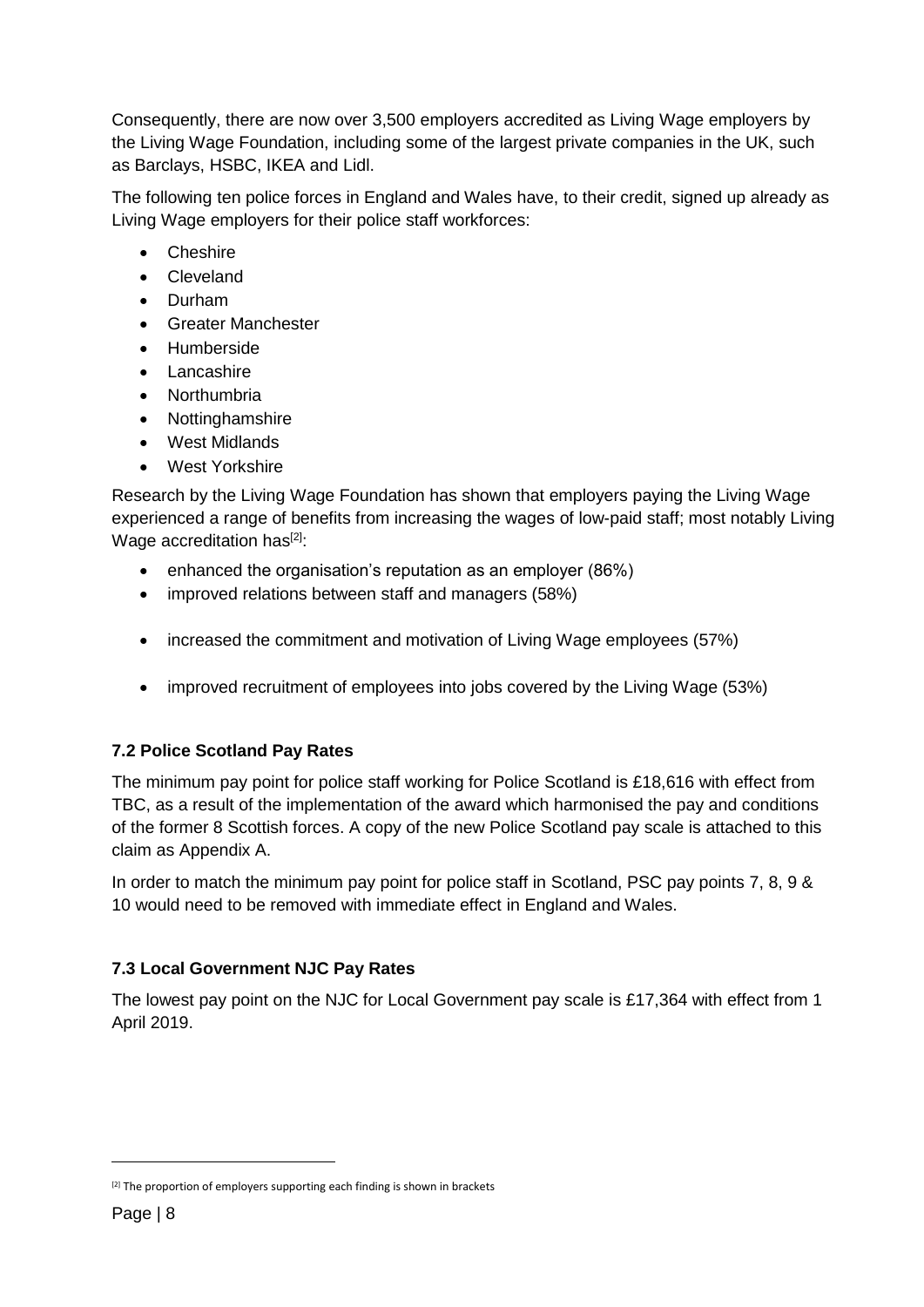Consequently, there are now over 3,500 employers accredited as Living Wage employers by the Living Wage Foundation, including some of the largest private companies in the UK, such as Barclays, HSBC, IKEA and Lidl.

The following ten police forces in England and Wales have, to their credit, signed up already as Living Wage employers for their police staff workforces:

- Cheshire
- Cleveland
- Durham
- Greater Manchester
- Humberside
- Lancashire
- Northumbria
- Nottinghamshire
- West Midlands
- West Yorkshire

Research by the Living Wage Foundation has shown that employers paying the Living Wage experienced a range of benefits from increasing the wages of low-paid staff; most notably Living Wage accreditation has[2]:

- enhanced the organisation's reputation as an employer (86%)
- improved relations between staff and managers (58%)
- increased the commitment and motivation of Living Wage employees (57%)
- improved recruitment of employees into jobs covered by the Living Wage (53%)

### 7.2 Police Scotland Pay Rates

The minimum pay point for police staff working for Police Scotland is £18,616 with effect from TBC, as a result of the implementation of the award which harmonised the pay and conditions of the former 8 Scottish forces. A copy of the new Police Scotland pay scale is attached to this claim as Appendix A.

In order to match the minimum pay point for police staff in Scotland, PSC pay points 7, 8, 9 & 10 would need to be removed with immediate effect in England and Wales.

### 7.3 Local Government NJC Pay Rates

The lowest pay point on the NJC for Local Government pay scale is £17,364 with effect from 1 April 2019.

[2] The proportion of employers supporting each finding is shown in brackets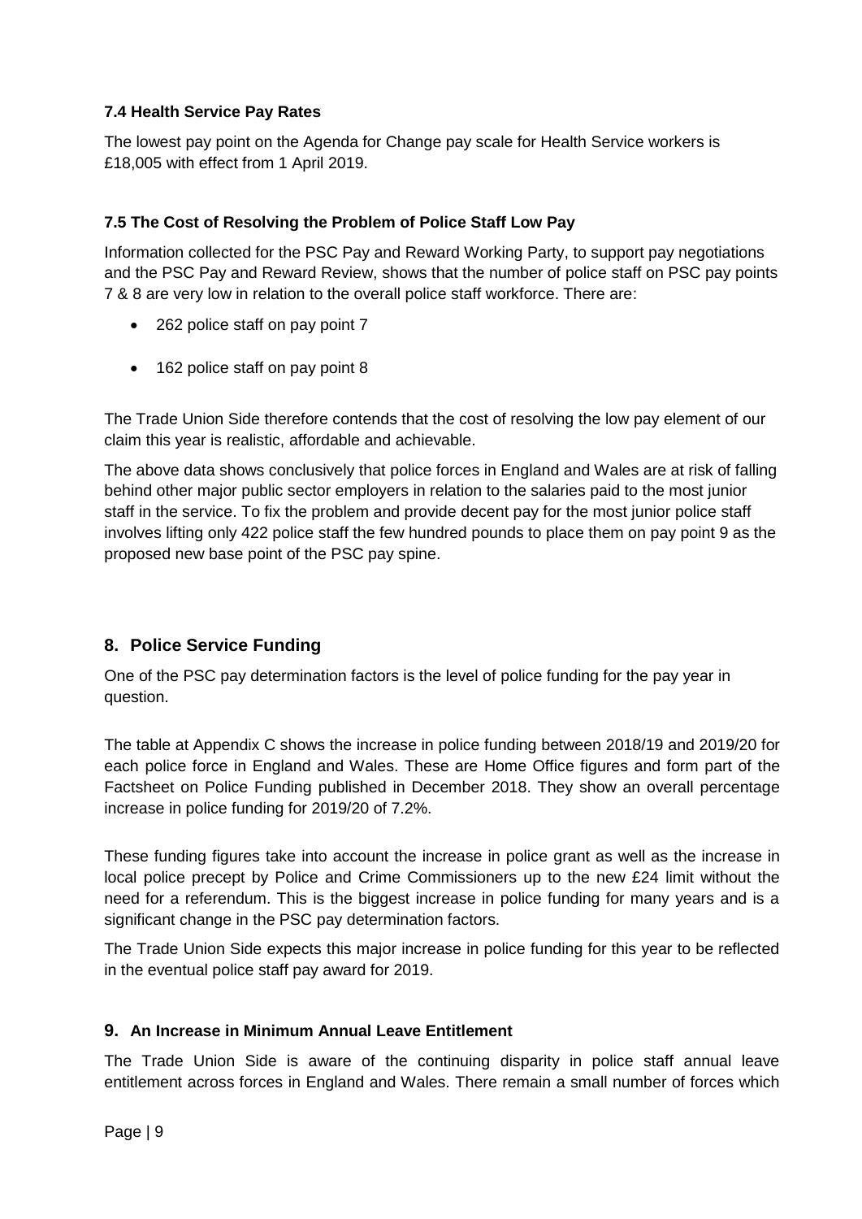### 7.4 Health Service Pay Rates

The lowest pay point on the Agenda for Change pay scale for Health Service workers is £18,005 with effect from 1 April 2019.

### 7.5 The Cost of Resolving the Problem of Police Staff Low Pay

Information collected for the PSC Pay and Reward Working Party, to support pay negotiations and the PSC Pay and Reward Review, shows that the number of police staff on PSC pay points 7 & 8 are very low in relation to the overall police staff workforce. There are:

- 262 police staff on pay point 7
- 162 police staff on pay point 8

The Trade Union Side therefore contends that the cost of resolving the low pay element of our claim this year is realistic, affordable and achievable.

The above data shows conclusively that police forces in England and Wales are at risk of falling behind other major public sector employers in relation to the salaries paid to the most junior staff in the service. To fix the problem and provide decent pay for the most junior police staff involves lifting only 422 police staff the few hundred pounds to place them on pay point 9 as the proposed new base point of the PSC pay spine.

## 8. Police Service Funding

One of the PSC pay determination factors is the level of police funding for the pay year in question.

The table at Appendix C shows the increase in police funding between 2018/19 and 2019/20 for each police force in England and Wales. These are Home Office figures and form part of the Factsheet on Police Funding published in December 2018. They show an overall percentage increase in police funding for 2019/20 of 7.2%.

These funding figures take into account the increase in police grant as well as the increase in local police precept by Police and Crime Commissioners up to the new £24 limit without the need for a referendum. This is the biggest increase in police funding for many years and is a significant change in the PSC pay determination factors.

The Trade Union Side expects this major increase in police funding for this year to be reflected in the eventual police staff pay award for 2019.

## 9. An Increase in Minimum Annual Leave Entitlement

The Trade Union Side is aware of the continuing disparity in police staff annual leave entitlement across forces in England and Wales. There remain a small number of forces which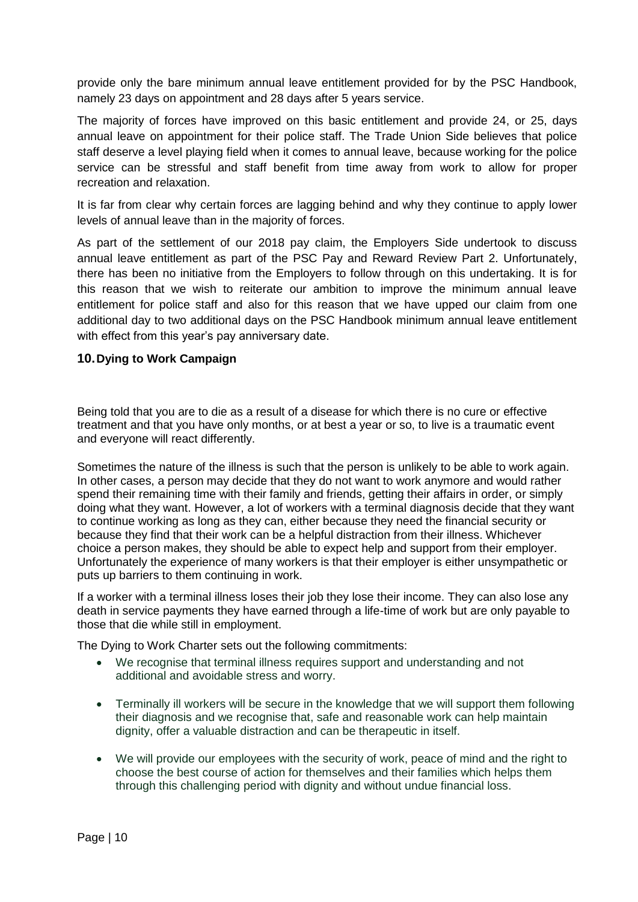provide only the bare minimum annual leave entitlement provided for by the PSC Handbook, namely 23 days on appointment and 28 days after 5 years service.

The majority of forces have improved on this basic entitlement and provide 24, or 25, days annual leave on appointment for their police staff. The Trade Union Side believes that police staff deserve a level playing field when it comes to annual leave, because working for the police service can be stressful and staff benefit from time away from work to allow for proper recreation and relaxation.

It is far from clear why certain forces are lagging behind and why they continue to apply lower levels of annual leave than in the majority of forces.

As part of the settlement of our 2018 pay claim, the Employers Side undertook to discuss annual leave entitlement as part of the PSC Pay and Reward Review Part 2. Unfortunately, there has been no initiative from the Employers to follow through on this undertaking. It is for this reason that we wish to reiterate our ambition to improve the minimum annual leave entitlement for police staff and also for this reason that we have upped our claim from one additional day to two additional days on the PSC Handbook minimum annual leave entitlement with effect from this year's pay anniversary date.

## 10. Dying to Work Campaign

Being told that you are to die as a result of a disease for which there is no cure or effective treatment and that you have only months, or at best a year or so, to live is a traumatic event and everyone will react differently.

Sometimes the nature of the illness is such that the person is unlikely to be able to work again. In other cases, a person may decide that they do not want to work anymore and would rather spend their remaining time with their family and friends, getting their affairs in order, or simply doing what they want. However, a lot of workers with a terminal diagnosis decide that they want to continue working as long as they can, either because they need the financial security or because they find that their work can be a helpful distraction from their illness. Whichever choice a person makes, they should be able to expect help and support from their employer. Unfortunately the experience of many workers is that their employer is either unsympathetic or puts up barriers to them continuing in work.

If a worker with a terminal illness loses their job they lose their income. They can also lose any death in service payments they have earned through a life-time of work but are only payable to those that die while still in employment.

The Dying to Work Charter sets out the following commitments:

- We recognise that terminal illness requires support and understanding and not additional and avoidable stress and worry.
- Terminally ill workers will be secure in the knowledge that we will support them following their diagnosis and we recognise that, safe and reasonable work can help maintain dignity, offer a valuable distraction and can be therapeutic in itself.
- We will provide our employees with the security of work, peace of mind and the right to choose the best course of action for themselves and their families which helps them through this challenging period with dignity and without undue financial loss.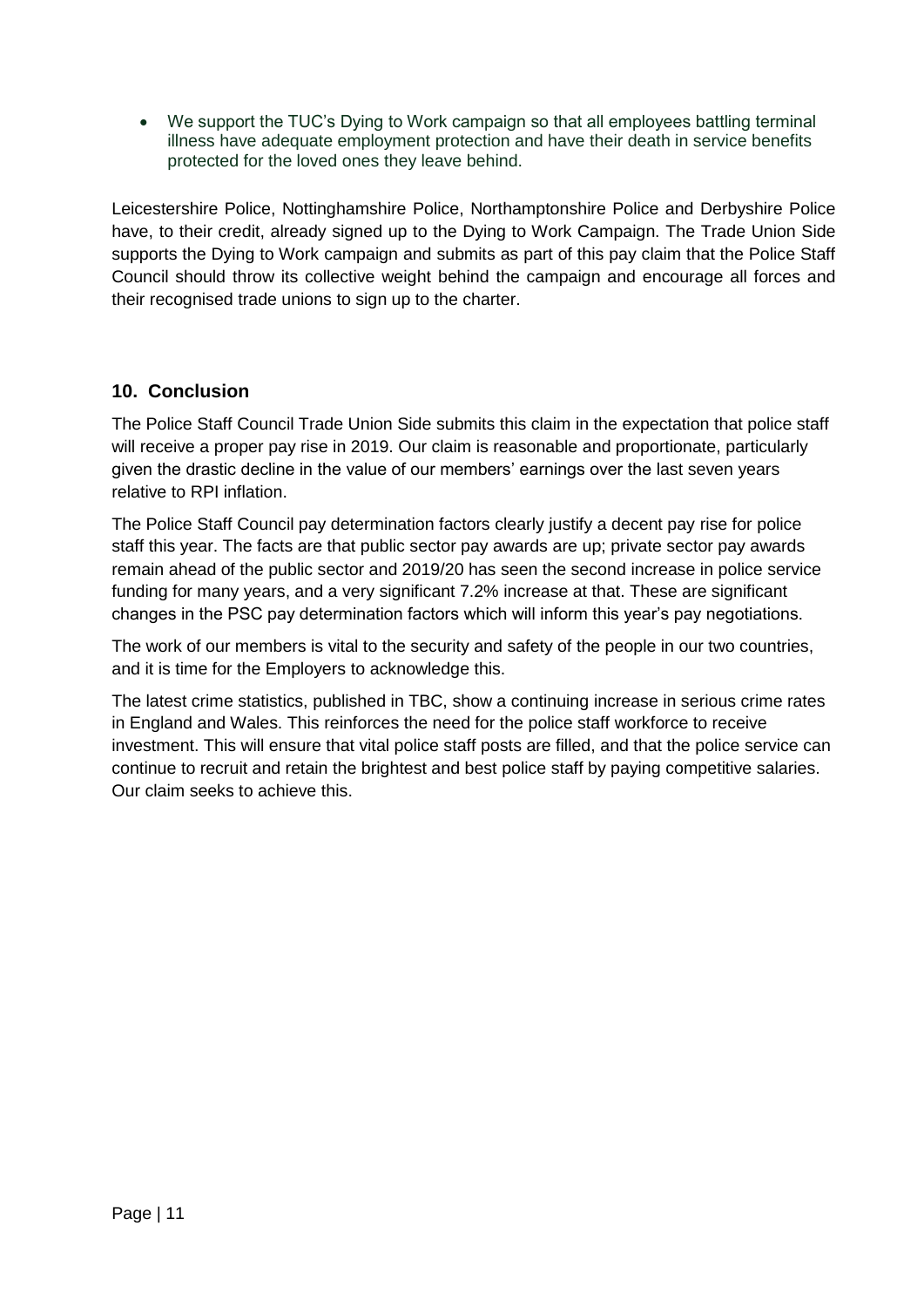- We support the TUC's Dying to Work campaign so that all employees battling terminal illness have adequate employment protection and have their death in service benefits protected for the loved ones they leave behind.

Leicestershire Police, Nottinghamshire Police, Northamptonshire Police and Derbyshire Police have, to their credit, already signed up to the Dying to Work Campaign. The Trade Union Side supports the Dying to Work campaign and submits as part of this pay claim that the Police Staff Council should throw its collective weight behind the campaign and encourage all forces and their recognised trade unions to sign up to the charter.

## 10. Conclusion

The Police Staff Council Trade Union Side submits this claim in the expectation that police staff will receive a proper pay rise in 2019. Our claim is reasonable and proportionate, particularly given the drastic decline in the value of our members' earnings over the last seven years relative to RPI inflation.

The Police Staff Council pay determination factors clearly justify a decent pay rise for police staff this year. The facts are that public sector pay awards are up; private sector pay awards remain ahead of the public sector and 2019/20 has seen the second increase in police service funding for many years, and a very significant 7.2% increase at that. These are significant changes in the PSC pay determination factors which will inform this year's pay negotiations.

The work of our members is vital to the security and safety of the people in our two countries, and it is time for the Employers to acknowledge this.

The latest crime statistics, published in TBC, show a continuing increase in serious crime rates in England and Wales. This reinforces the need for the police staff workforce to receive investment. This will ensure that vital police staff posts are filled, and that the police service can continue to recruit and retain the brightest and best police staff by paying competitive salaries. Our claim seeks to achieve this.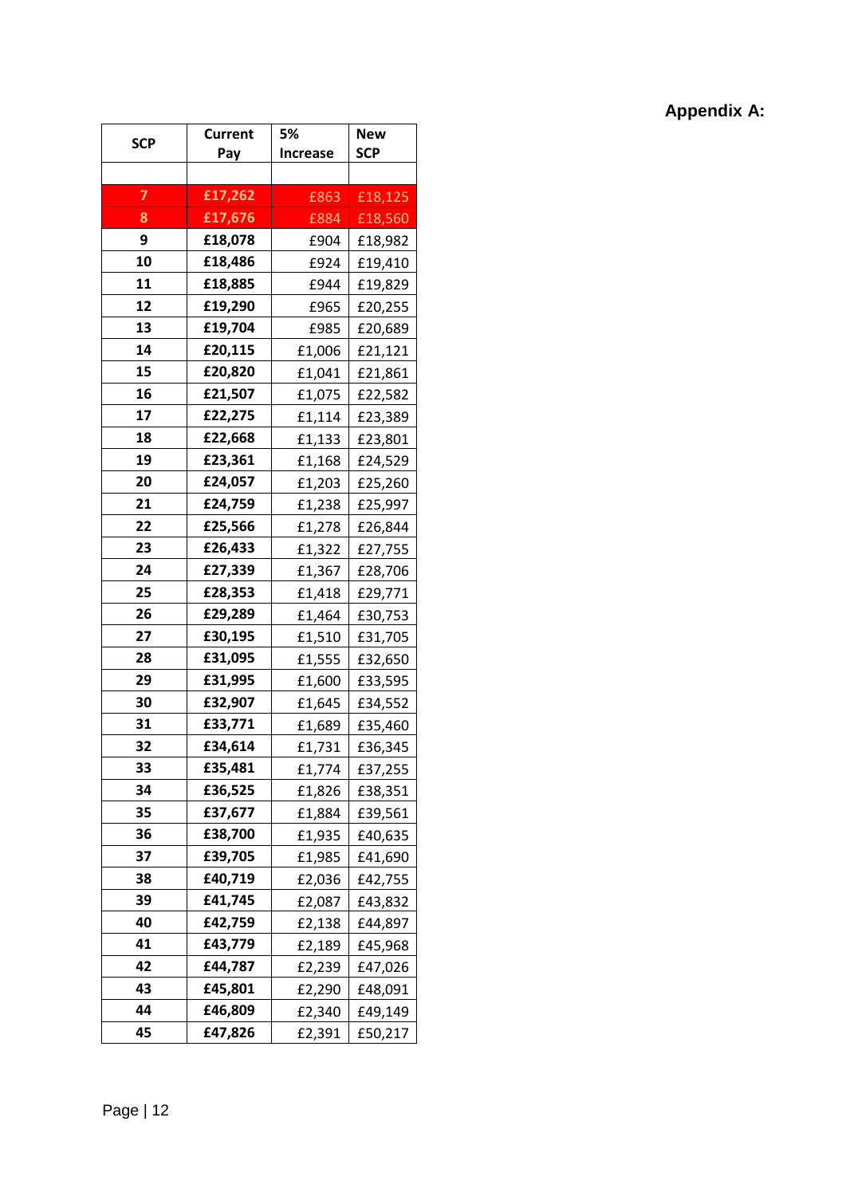**Appendix A:**

| SCP | Current Pay | 5% Increase | New SCP |
|---|---|---|---|
| | | | |
| 7 | £17,262 | £863 | £18,125 |
| 8 | £17,676 | £884 | £18,560 |
| 9 | £18,078 | £904 | £18,982 |
| 10 | £18,486 | £924 | £19,410 |
| 11 | £18,885 | £944 | £19,829 |
| 12 | £19,290 | £965 | £20,255 |
| 13 | £19,704 | £985 | £20,689 |
| 14 | £20,115 | £1,006 | £21,121 |
| 15 | £20,820 | £1,041 | £21,861 |
| 16 | £21,507 | £1,075 | £22,582 |
| 17 | £22,275 | £1,114 | £23,389 |
| 18 | £22,668 | £1,133 | £23,801 |
| 19 | £23,361 | £1,168 | £24,529 |
| 20 | £24,057 | £1,203 | £25,260 |
| 21 | £24,759 | £1,238 | £25,997 |
| 22 | £25,566 | £1,278 | £26,844 |
| 23 | £26,433 | £1,322 | £27,755 |
| 24 | £27,339 | £1,367 | £28,706 |
| 25 | £28,353 | £1,418 | £29,771 |
| 26 | £29,289 | £1,464 | £30,753 |
| 27 | £30,195 | £1,510 | £31,705 |
| 28 | £31,095 | £1,555 | £32,650 |
| 29 | £31,995 | £1,600 | £33,595 |
| 30 | £32,907 | £1,645 | £34,552 |
| 31 | £33,771 | £1,689 | £35,460 |
| 32 | £34,614 | £1,731 | £36,345 |
| 33 | £35,481 | £1,774 | £37,255 |
| 34 | £36,525 | £1,826 | £38,351 |
| 35 | £37,677 | £1,884 | £39,561 |
| 36 | £38,700 | £1,935 | £40,635 |
| 37 | £39,705 | £1,985 | £41,690 |
| 38 | £40,719 | £2,036 | £42,755 |
| 39 | £41,745 | £2,087 | £43,832 |
| 40 | £42,759 | £2,138 | £44,897 |
| 41 | £43,779 | £2,189 | £45,968 |
| 42 | £44,787 | £2,239 | £47,026 |
| 43 | £45,801 | £2,290 | £48,091 |
| 44 | £46,809 | £2,340 | £49,149 |
| 45 | £47,826 | £2,391 | £50,217 |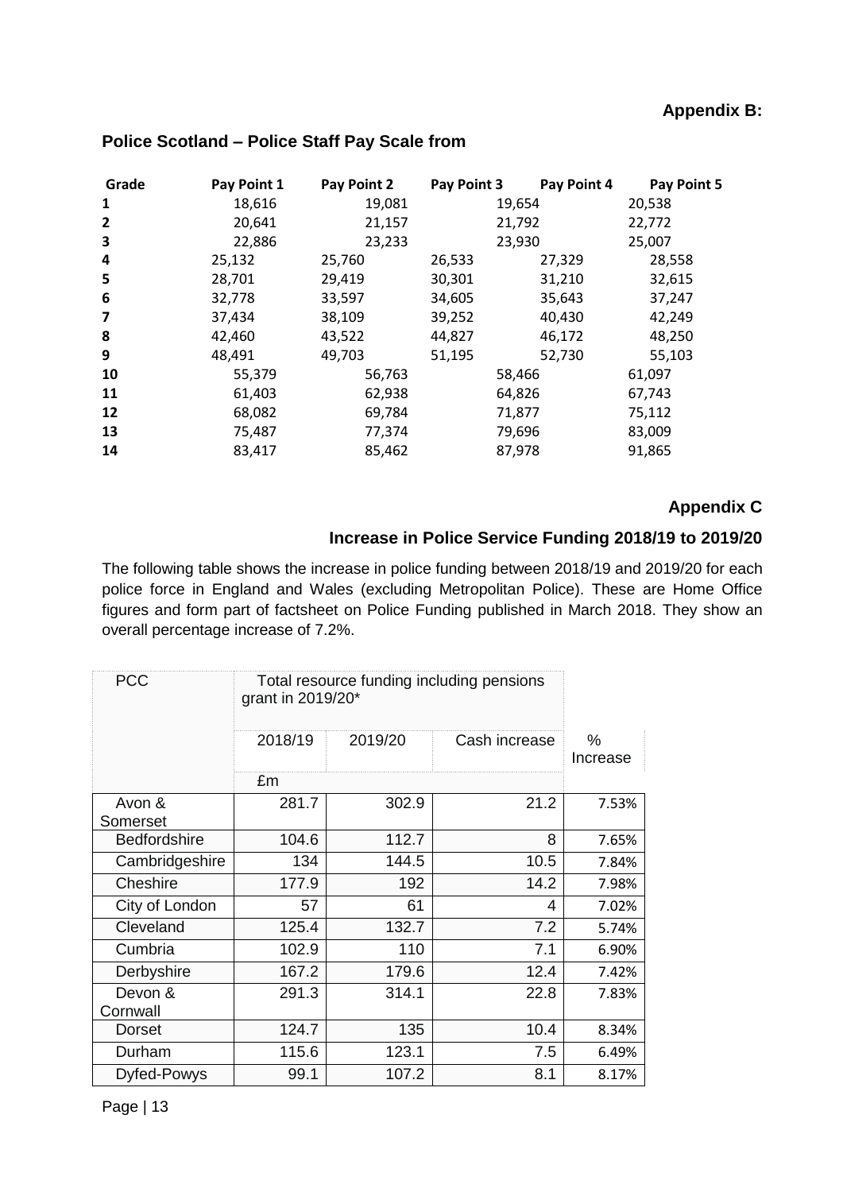**Appendix B:**

## Police Scotland – Police Staff Pay Scale from

| Grade | Pay Point 1 | Pay Point 2 | Pay Point 3 | Pay Point 4 | Pay Point 5 |
|---|---|---|---|---|---|
| 1 | 18,616 | 19,081 | 19,654 | | 20,538 |
| 2 | 20,641 | 21,157 | 21,792 | | 22,772 |
| 3 | 22,886 | 23,233 | 23,930 | | 25,007 |
| 4 | 25,132 | 25,760 | 26,533 | 27,329 | 28,558 |
| 5 | 28,701 | 29,419 | 30,301 | 31,210 | 32,615 |
| 6 | 32,778 | 33,597 | 34,605 | 35,643 | 37,247 |
| 7 | 37,434 | 38,109 | 39,252 | 40,430 | 42,249 |
| 8 | 42,460 | 43,522 | 44,827 | 46,172 | 48,250 |
| 9 | 48,491 | 49,703 | 51,195 | 52,730 | 55,103 |
| 10 | 55,379 | 56,763 | 58,466 | | 61,097 |
| 11 | 61,403 | 62,938 | 64,826 | | 67,743 |
| 12 | 68,082 | 69,784 | 71,877 | | 75,112 |
| 13 | 75,487 | 77,374 | 79,696 | | 83,009 |
| 14 | 83,417 | 85,462 | 87,978 | | 91,865 |

**Appendix C**

## Increase in Police Service Funding 2018/19 to 2019/20

The following table shows the increase in police funding between 2018/19 and 2019/20 for each police force in England and Wales (excluding Metropolitan Police). These are Home Office figures and form part of factsheet on Police Funding published in March 2018. They show an overall percentage increase of 7.2%.

| PCC | Total resource funding including pensions grant in 2019/20* | | | |
|---|---|---|---|---|
| | 2018/19 | 2019/20 | Cash increase | % Increase |
| | £m | | | |
| Avon & Somerset | 281.7 | 302.9 | 21.2 | 7.53% |
| Bedfordshire | 104.6 | 112.7 | 8 | 7.65% |
| Cambridgeshire | 134 | 144.5 | 10.5 | 7.84% |
| Cheshire | 177.9 | 192 | 14.2 | 7.98% |
| City of London | 57 | 61 | 4 | 7.02% |
| Cleveland | 125.4 | 132.7 | 7.2 | 5.74% |
| Cumbria | 102.9 | 110 | 7.1 | 6.90% |
| Derbyshire | 167.2 | 179.6 | 12.4 | 7.42% |
| Devon & Cornwall | 291.3 | 314.1 | 22.8 | 7.83% |
| Dorset | 124.7 | 135 | 10.4 | 8.34% |
| Durham | 115.6 | 123.1 | 7.5 | 6.49% |
| Dyfed-Powys | 99.1 | 107.2 | 8.1 | 8.17% |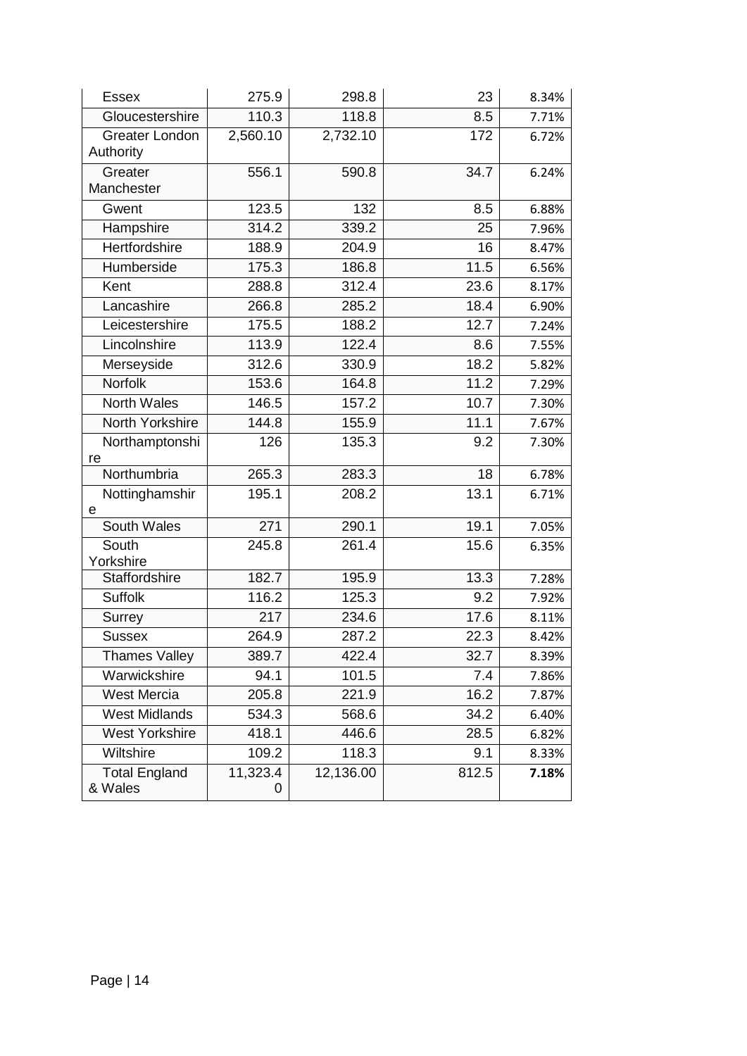| | | | | |
|---|---|---|---|---|
| Essex | 275.9 | 298.8 | 23 | 8.34% |
| Gloucestershire | 110.3 | 118.8 | 8.5 | 7.71% |
| Greater London Authority | 2,560.10 | 2,732.10 | 172 | 6.72% |
| Greater Manchester | 556.1 | 590.8 | 34.7 | 6.24% |
| Gwent | 123.5 | 132 | 8.5 | 6.88% |
| Hampshire | 314.2 | 339.2 | 25 | 7.96% |
| Hertfordshire | 188.9 | 204.9 | 16 | 8.47% |
| Humberside | 175.3 | 186.8 | 11.5 | 6.56% |
| Kent | 288.8 | 312.4 | 23.6 | 8.17% |
| Lancashire | 266.8 | 285.2 | 18.4 | 6.90% |
| Leicestershire | 175.5 | 188.2 | 12.7 | 7.24% |
| Lincolnshire | 113.9 | 122.4 | 8.6 | 7.55% |
| Merseyside | 312.6 | 330.9 | 18.2 | 5.82% |
| Norfolk | 153.6 | 164.8 | 11.2 | 7.29% |
| North Wales | 146.5 | 157.2 | 10.7 | 7.30% |
| North Yorkshire | 144.8 | 155.9 | 11.1 | 7.67% |
| Northamptonshire | 126 | 135.3 | 9.2 | 7.30% |
| Northumbria | 265.3 | 283.3 | 18 | 6.78% |
| Nottinghamshire | 195.1 | 208.2 | 13.1 | 6.71% |
| South Wales | 271 | 290.1 | 19.1 | 7.05% |
| South Yorkshire | 245.8 | 261.4 | 15.6 | 6.35% |
| Staffordshire | 182.7 | 195.9 | 13.3 | 7.28% |
| Suffolk | 116.2 | 125.3 | 9.2 | 7.92% |
| Surrey | 217 | 234.6 | 17.6 | 8.11% |
| Sussex | 264.9 | 287.2 | 22.3 | 8.42% |
| Thames Valley | 389.7 | 422.4 | 32.7 | 8.39% |
| Warwickshire | 94.1 | 101.5 | 7.4 | 7.86% |
| West Mercia | 205.8 | 221.9 | 16.2 | 7.87% |
| West Midlands | 534.3 | 568.6 | 34.2 | 6.40% |
| West Yorkshire | 418.1 | 446.6 | 28.5 | 6.82% |
| Wiltshire | 109.2 | 118.3 | 9.1 | 8.33% |
| Total England & Wales | 11,323.40 | 12,136.00 | 812.5 | **7.18%** |